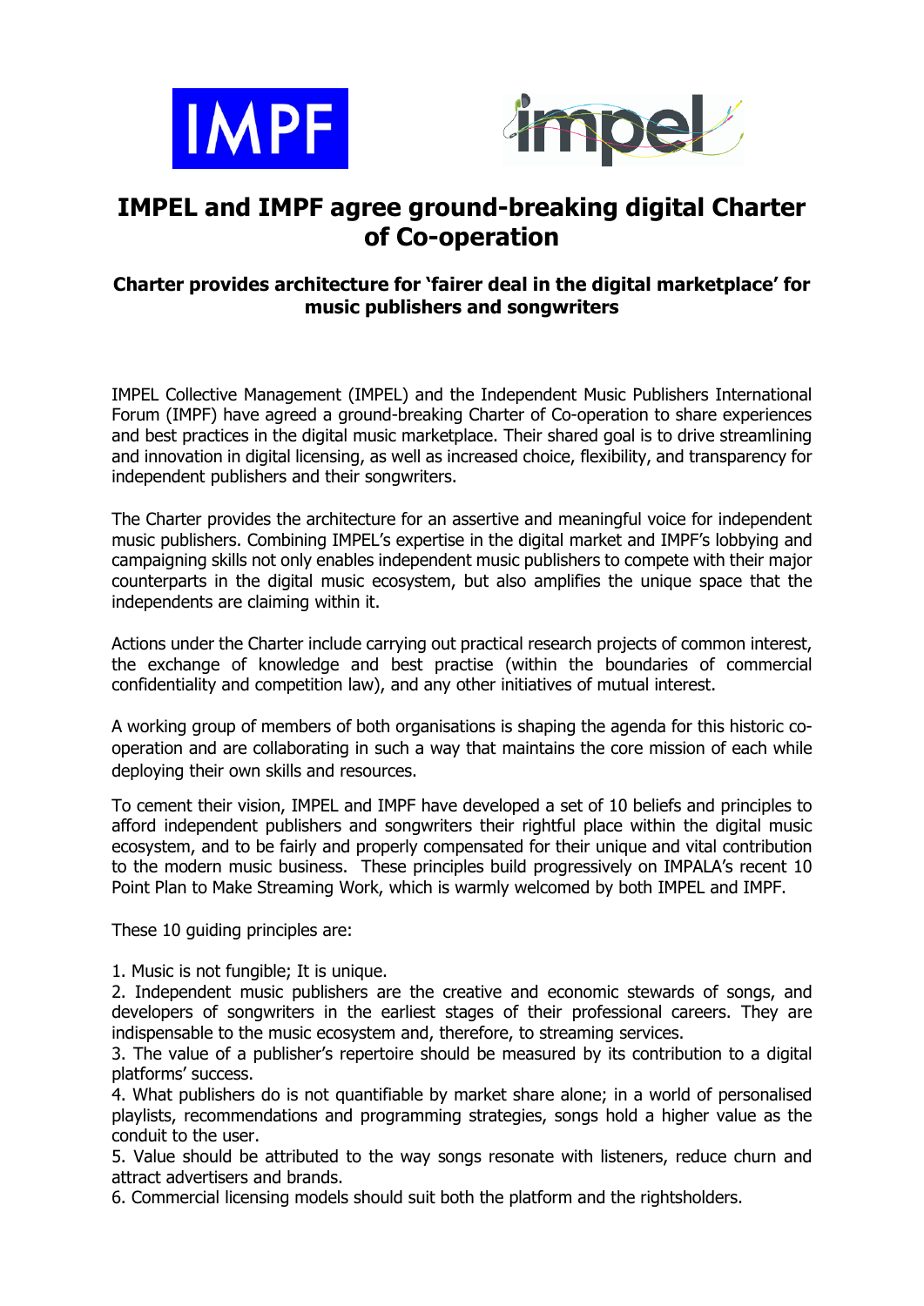# IMPEL and IMPF agree ground-breaking digital Charter of Co-operation

### Charter provides architecture for 'fairer deal in the digital marketplace' for music publishers and songwriters

IMPEL Collective Management (IMPEL) and the Independent Music Publishers International Forum (IMPF) have agreed a ground-breaking Charter of Co-operation to share experiences and best practices in the digital music marketplace. Their shared goal is to drive streamlining and innovation in digital licensing, as well as increased choice, flexibility, and transparency for independent publishers and their songwriters.

The Charter provides the architecture for an assertive and meaningful voice for independent music publishers. Combining IMPEL's expertise in the digital market and IMPF's lobbying and campaigning skills not only enables independent music publishers to compete with their major counterparts in the digital music ecosystem, but also amplifies the unique space that the independents are claiming within it.

Actions under the Charter include carrying out practical research projects of common interest, the exchange of knowledge and best practise (within the boundaries of commercial confidentiality and competition law), and any other initiatives of mutual interest.

A working group of members of both organisations is shaping the agenda for this historic co-operation and are collaborating in such a way that maintains the core mission of each while deploying their own skills and resources.

To cement their vision, IMPEL and IMPF have developed a set of 10 beliefs and principles to afford independent publishers and songwriters their rightful place within the digital music ecosystem, and to be fairly and properly compensated for their unique and vital contribution to the modern music business. These principles build progressively on IMPALA's recent 10 Point Plan to Make Streaming Work, which is warmly welcomed by both IMPEL and IMPF.

These 10 guiding principles are:

1. Music is not fungible; It is unique.
2. Independent music publishers are the creative and economic stewards of songs, and developers of songwriters in the earliest stages of their professional careers. They are indispensable to the music ecosystem and, therefore, to streaming services.
3. The value of a publisher's repertoire should be measured by its contribution to a digital platforms' success.
4. What publishers do is not quantifiable by market share alone; in a world of personalised playlists, recommendations and programming strategies, songs hold a higher value as the conduit to the user.
5. Value should be attributed to the way songs resonate with listeners, reduce churn and attract advertisers and brands.
6. Commercial licensing models should suit both the platform and the rightsholders.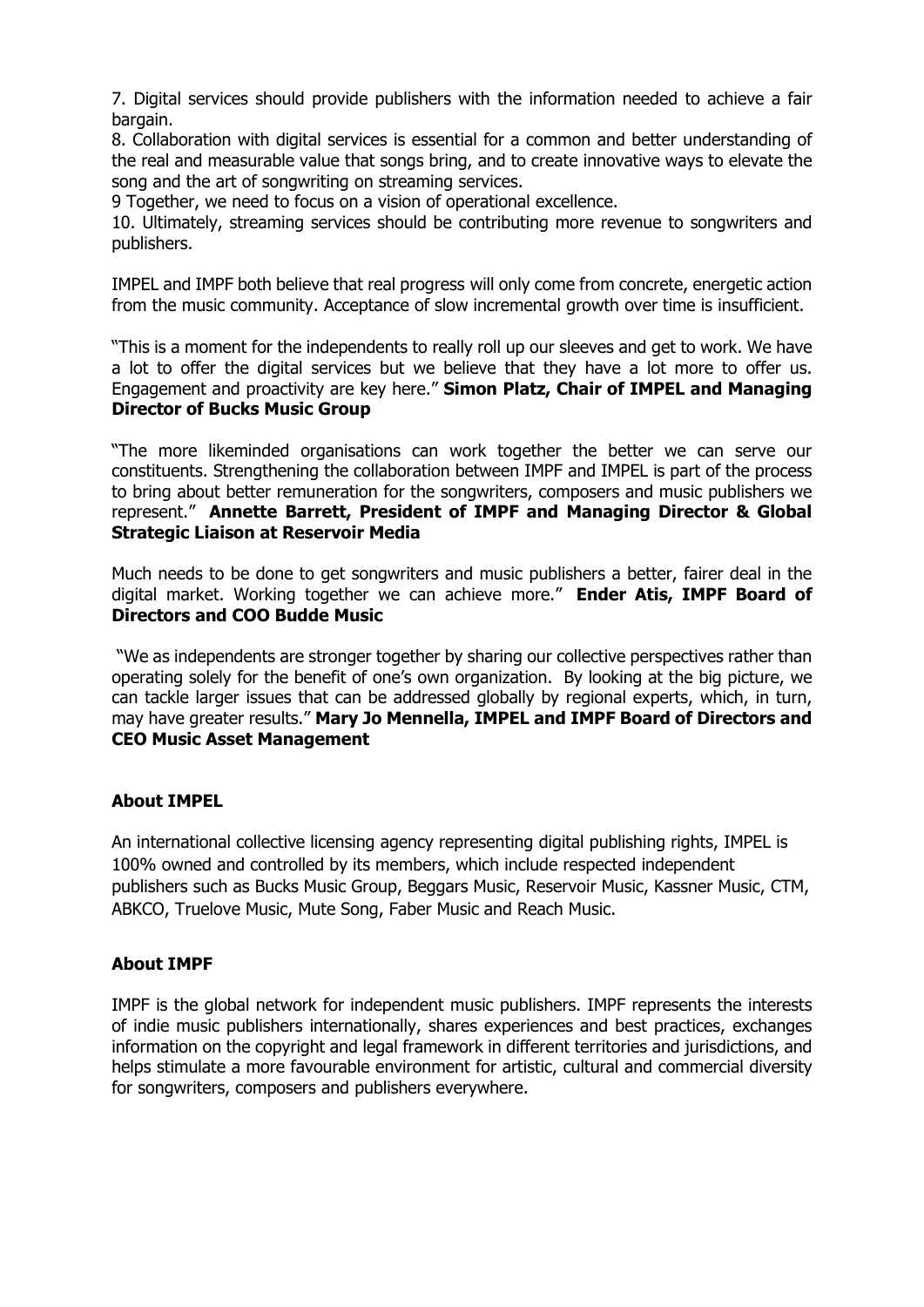7. Digital services should provide publishers with the information needed to achieve a fair bargain.
8. Collaboration with digital services is essential for a common and better understanding of the real and measurable value that songs bring, and to create innovative ways to elevate the song and the art of songwriting on streaming services.
9 Together, we need to focus on a vision of operational excellence.
10. Ultimately, streaming services should be contributing more revenue to songwriters and publishers.

IMPEL and IMPF both believe that real progress will only come from concrete, energetic action from the music community. Acceptance of slow incremental growth over time is insufficient.

"This is a moment for the independents to really roll up our sleeves and get to work. We have a lot to offer the digital services but we believe that they have a lot more to offer us. Engagement and proactivity are key here." **Simon Platz, Chair of IMPEL and Managing Director of Bucks Music Group**

"The more likeminded organisations can work together the better we can serve our constituents. Strengthening the collaboration between IMPF and IMPEL is part of the process to bring about better remuneration for the songwriters, composers and music publishers we represent." **Annette Barrett, President of IMPF and Managing Director & Global Strategic Liaison at Reservoir Media**

Much needs to be done to get songwriters and music publishers a better, fairer deal in the digital market. Working together we can achieve more." **Ender Atis, IMPF Board of Directors and COO Budde Music**

"We as independents are stronger together by sharing our collective perspectives rather than operating solely for the benefit of one's own organization. By looking at the big picture, we can tackle larger issues that can be addressed globally by regional experts, which, in turn, may have greater results." **Mary Jo Mennella, IMPEL and IMPF Board of Directors and CEO Music Asset Management**

**About IMPEL**

An international collective licensing agency representing digital publishing rights, IMPEL is 100% owned and controlled by its members, which include respected independent publishers such as Bucks Music Group, Beggars Music, Reservoir Music, Kassner Music, CTM, ABKCO, Truelove Music, Mute Song, Faber Music and Reach Music.

**About IMPF**

IMPF is the global network for independent music publishers. IMPF represents the interests of indie music publishers internationally, shares experiences and best practices, exchanges information on the copyright and legal framework in different territories and jurisdictions, and helps stimulate a more favourable environment for artistic, cultural and commercial diversity for songwriters, composers and publishers everywhere.